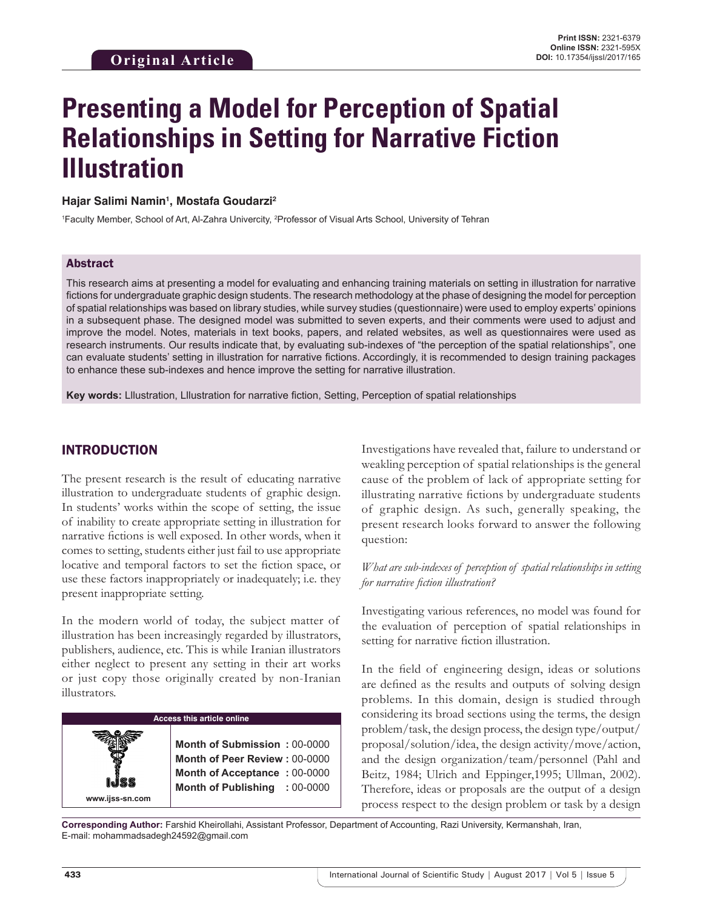Original Article

# Presenting a Model for Perception of Spatial Relationships in Setting for Narrative Fiction Illustration

**Hajar Salimi Namin[1], Mostafa Goudarzi[2]**

[1]Faculty Member, School of Art, Al-Zahra Univercity, [2]Professor of Visual Arts School, University of Tehran

## Abstract

This research aims at presenting a model for evaluating and enhancing training materials on setting in illustration for narrative fictions for undergraduate graphic design students. The research methodology at the phase of designing the model for perception of spatial relationships was based on library studies, while survey studies (questionnaire) were used to employ experts' opinions in a subsequent phase. The designed model was submitted to seven experts, and their comments were used to adjust and improve the model. Notes, materials in text books, papers, and related websites, as well as questionnaires were used as research instruments. Our results indicate that, by evaluating sub-indexes of "the perception of the spatial relationships", one can evaluate students' setting in illustration for narrative fictions. Accordingly, it is recommended to design training packages to enhance these sub-indexes and hence improve the setting for narrative illustration.

**Key words:** Lllustration, Lllustration for narrative fiction, Setting, Perception of spatial relationships

## INTRODUCTION

The present research is the result of educating narrative illustration to undergraduate students of graphic design. In students' works within the scope of setting, the issue of inability to create appropriate setting in illustration for narrative fictions is well exposed. In other words, when it comes to setting, students either just fail to use appropriate locative and temporal factors to set the fiction space, or use these factors inappropriately or inadequately; i.e. they present inappropriate setting.

In the modern world of today, the subject matter of illustration has been increasingly regarded by illustrators, publishers, audience, etc. This is while Iranian illustrators either neglect to present any setting in their art works or just copy those originally created by non-Iranian illustrators.

| Access this article online | |
|---|---|
| www.ijss-sn.com | **Month of Submission :** 00-0000 |
| | **Month of Peer Review :** 00-0000 |
| | **Month of Acceptance :** 00-0000 |
| | **Month of Publishing :** 00-0000 |

Investigations have revealed that, failure to understand or weakling perception of spatial relationships is the general cause of the problem of lack of appropriate setting for illustrating narrative fictions by undergraduate students of graphic design. As such, generally speaking, the present research looks forward to answer the following question:

*What are sub-indexes of perception of spatial relationships in setting for narrative fiction illustration?*

Investigating various references, no model was found for the evaluation of perception of spatial relationships in setting for narrative fiction illustration.

In the field of engineering design, ideas or solutions are defined as the results and outputs of solving design problems. In this domain, design is studied through considering its broad sections using the terms, the design problem/task, the design process, the design type/output/proposal/solution/idea, the design activity/move/action, and the design organization/team/personnel (Pahl and Beitz, 1984; Ulrich and Eppinger,1995; Ullman, 2002). Therefore, ideas or proposals are the output of a design process respect to the design problem or task by a design

**Corresponding Author:** Farshid Kheirollahi, Assistant Professor, Department of Accounting, Razi University, Kermanshah, Iran, E-mail: mohammadsadegh24592@gmail.com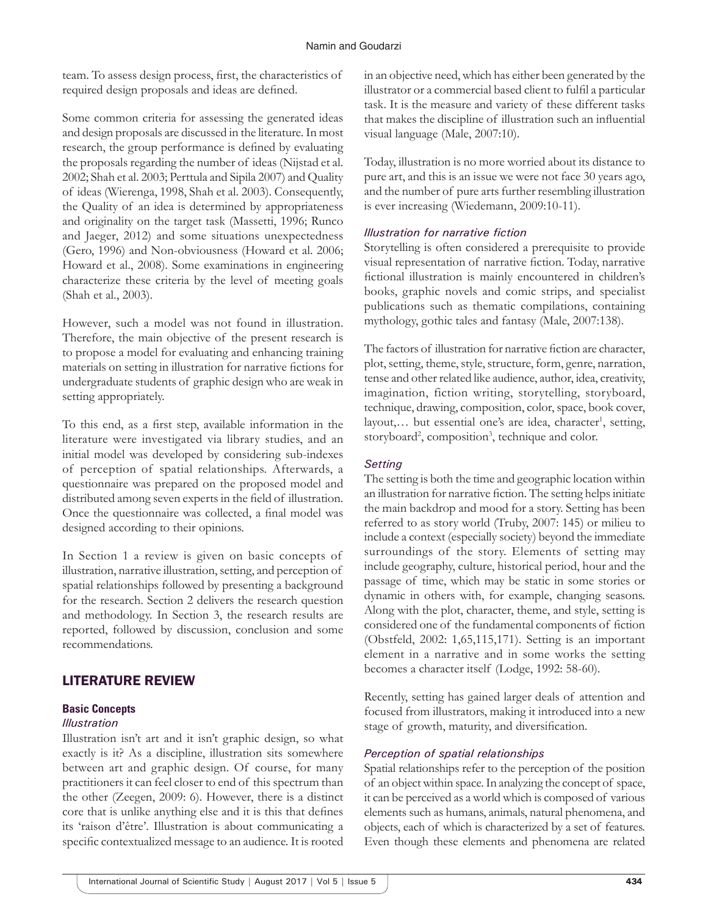team. To assess design process, first, the characteristics of required design proposals and ideas are defined.

Some common criteria for assessing the generated ideas and design proposals are discussed in the literature. In most research, the group performance is defined by evaluating the proposals regarding the number of ideas (Nijstad et al. 2002; Shah et al. 2003; Perttula and Sipila 2007) and Quality of ideas (Wierenga, 1998, Shah et al. 2003). Consequently, the Quality of an idea is determined by appropriateness and originality on the target task (Massetti, 1996; Runco and Jaeger, 2012) and some situations unexpectedness (Gero, 1996) and Non-obviousness (Howard et al. 2006; Howard et al., 2008). Some examinations in engineering characterize these criteria by the level of meeting goals (Shah et al., 2003).

However, such a model was not found in illustration. Therefore, the main objective of the present research is to propose a model for evaluating and enhancing training materials on setting in illustration for narrative fictions for undergraduate students of graphic design who are weak in setting appropriately.

To this end, as a first step, available information in the literature were investigated via library studies, and an initial model was developed by considering sub-indexes of perception of spatial relationships. Afterwards, a questionnaire was prepared on the proposed model and distributed among seven experts in the field of illustration. Once the questionnaire was collected, a final model was designed according to their opinions.

In Section 1 a review is given on basic concepts of illustration, narrative illustration, setting, and perception of spatial relationships followed by presenting a background for the research. Section 2 delivers the research question and methodology. In Section 3, the research results are reported, followed by discussion, conclusion and some recommendations.

## LITERATURE REVIEW

### Basic Concepts

#### *Illustration*

Illustration isn't art and it isn't graphic design, so what exactly is it? As a discipline, illustration sits somewhere between art and graphic design. Of course, for many practitioners it can feel closer to end of this spectrum than the other (Zeegen, 2009: 6). However, there is a distinct core that is unlike anything else and it is this that defines its 'raison d'être'. Illustration is about communicating a specific contextualized message to an audience. It is rooted in an objective need, which has either been generated by the illustrator or a commercial based client to fulfil a particular task. It is the measure and variety of these different tasks that makes the discipline of illustration such an influential visual language (Male, 2007:10).

Today, illustration is no more worried about its distance to pure art, and this is an issue we were not face 30 years ago, and the number of pure arts further resembling illustration is ever increasing (Wiedemann, 2009:10-11).

#### *Illustration for narrative fiction*

Storytelling is often considered a prerequisite to provide visual representation of narrative fiction. Today, narrative fictional illustration is mainly encountered in children's books, graphic novels and comic strips, and specialist publications such as thematic compilations, containing mythology, gothic tales and fantasy (Male, 2007:138).

The factors of illustration for narrative fiction are character, plot, setting, theme, style, structure, form, genre, narration, tense and other related like audience, author, idea, creativity, imagination, fiction writing, storytelling, storyboard, technique, drawing, composition, color, space, book cover, layout,… but essential one's are idea, character[1], setting, storyboard[2], composition[3], technique and color.

#### *Setting*

The setting is both the time and geographic location within an illustration for narrative fiction. The setting helps initiate the main backdrop and mood for a story. Setting has been referred to as story world (Truby, 2007: 145) or milieu to include a context (especially society) beyond the immediate surroundings of the story. Elements of setting may include geography, culture, historical period, hour and the passage of time, which may be static in some stories or dynamic in others with, for example, changing seasons. Along with the plot, character, theme, and style, setting is considered one of the fundamental components of fiction (Obstfeld, 2002: 1,65,115,171). Setting is an important element in a narrative and in some works the setting becomes a character itself (Lodge, 1992: 58-60).

Recently, setting has gained larger deals of attention and focused from illustrators, making it introduced into a new stage of growth, maturity, and diversification.

#### *Perception of spatial relationships*

Spatial relationships refer to the perception of the position of an object within space. In analyzing the concept of space, it can be perceived as a world which is composed of various elements such as humans, animals, natural phenomena, and objects, each of which is characterized by a set of features. Even though these elements and phenomena are related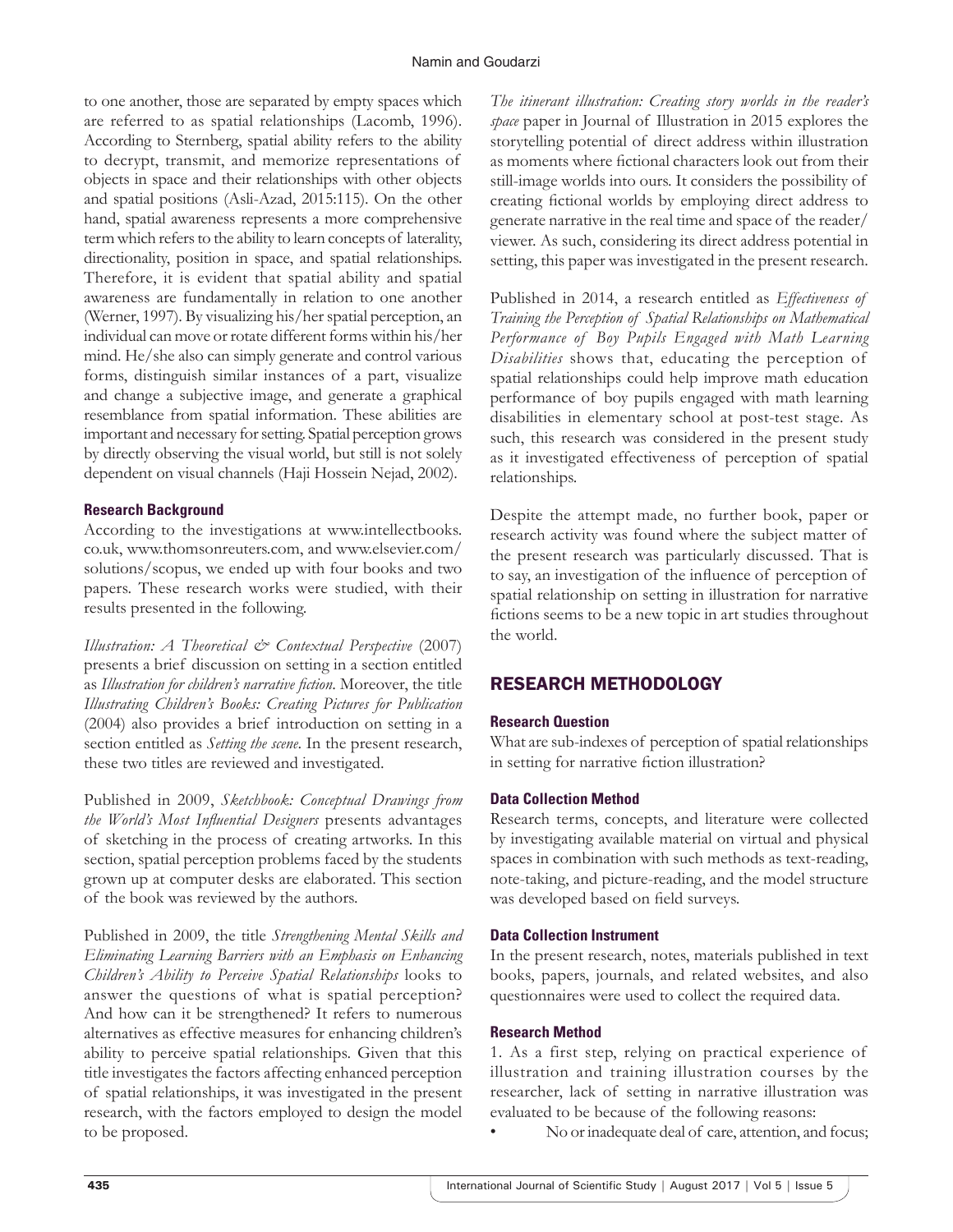to one another, those are separated by empty spaces which are referred to as spatial relationships (Lacomb, 1996). According to Sternberg, spatial ability refers to the ability to decrypt, transmit, and memorize representations of objects in space and their relationships with other objects and spatial positions (Asli-Azad, 2015:115). On the other hand, spatial awareness represents a more comprehensive term which refers to the ability to learn concepts of laterality, directionality, position in space, and spatial relationships. Therefore, it is evident that spatial ability and spatial awareness are fundamentally in relation to one another (Werner, 1997). By visualizing his/her spatial perception, an individual can move or rotate different forms within his/her mind. He/she also can simply generate and control various forms, distinguish similar instances of a part, visualize and change a subjective image, and generate a graphical resemblance from spatial information. These abilities are important and necessary for setting. Spatial perception grows by directly observing the visual world, but still is not solely dependent on visual channels (Haji Hossein Nejad, 2002).

### Research Background

According to the investigations at www.intellectbooks.co.uk, www.thomsonreuters.com, and www.elsevier.com/solutions/scopus, we ended up with four books and two papers. These research works were studied, with their results presented in the following.

*Illustration: A Theoretical & Contextual Perspective* (2007) presents a brief discussion on setting in a section entitled as *Illustration for children's narrative fiction*. Moreover, the title *Illustrating Children's Books: Creating Pictures for Publication* (2004) also provides a brief introduction on setting in a section entitled as *Setting the scene*. In the present research, these two titles are reviewed and investigated.

Published in 2009, *Sketchbook: Conceptual Drawings from the World's Most Influential Designers* presents advantages of sketching in the process of creating artworks. In this section, spatial perception problems faced by the students grown up at computer desks are elaborated. This section of the book was reviewed by the authors.

Published in 2009, the title *Strengthening Mental Skills and Eliminating Learning Barriers with an Emphasis on Enhancing Children's Ability to Perceive Spatial Relationships* looks to answer the questions of what is spatial perception? And how can it be strengthened? It refers to numerous alternatives as effective measures for enhancing children's ability to perceive spatial relationships. Given that this title investigates the factors affecting enhanced perception of spatial relationships, it was investigated in the present research, with the factors employed to design the model to be proposed.

*The itinerant illustration: Creating story worlds in the reader's space* paper in Journal of Illustration in 2015 explores the storytelling potential of direct address within illustration as moments where fictional characters look out from their still-image worlds into ours. It considers the possibility of creating fictional worlds by employing direct address to generate narrative in the real time and space of the reader/viewer. As such, considering its direct address potential in setting, this paper was investigated in the present research.

Published in 2014, a research entitled as *Effectiveness of Training the Perception of Spatial Relationships on Mathematical Performance of Boy Pupils Engaged with Math Learning Disabilities* shows that, educating the perception of spatial relationships could help improve math education performance of boy pupils engaged with math learning disabilities in elementary school at post-test stage. As such, this research was considered in the present study as it investigated effectiveness of perception of spatial relationships.

Despite the attempt made, no further book, paper or research activity was found where the subject matter of the present research was particularly discussed. That is to say, an investigation of the influence of perception of spatial relationship on setting in illustration for narrative fictions seems to be a new topic in art studies throughout the world.

## RESEARCH METHODOLOGY

### Research Question

What are sub-indexes of perception of spatial relationships in setting for narrative fiction illustration?

### Data Collection Method

Research terms, concepts, and literature were collected by investigating available material on virtual and physical spaces in combination with such methods as text-reading, note-taking, and picture-reading, and the model structure was developed based on field surveys.

### Data Collection Instrument

In the present research, notes, materials published in text books, papers, journals, and related websites, and also questionnaires were used to collect the required data.

### Research Method

1. As a first step, relying on practical experience of illustration and training illustration courses by the researcher, lack of setting in narrative illustration was evaluated to be because of the following reasons:

- No or inadequate deal of care, attention, and focus;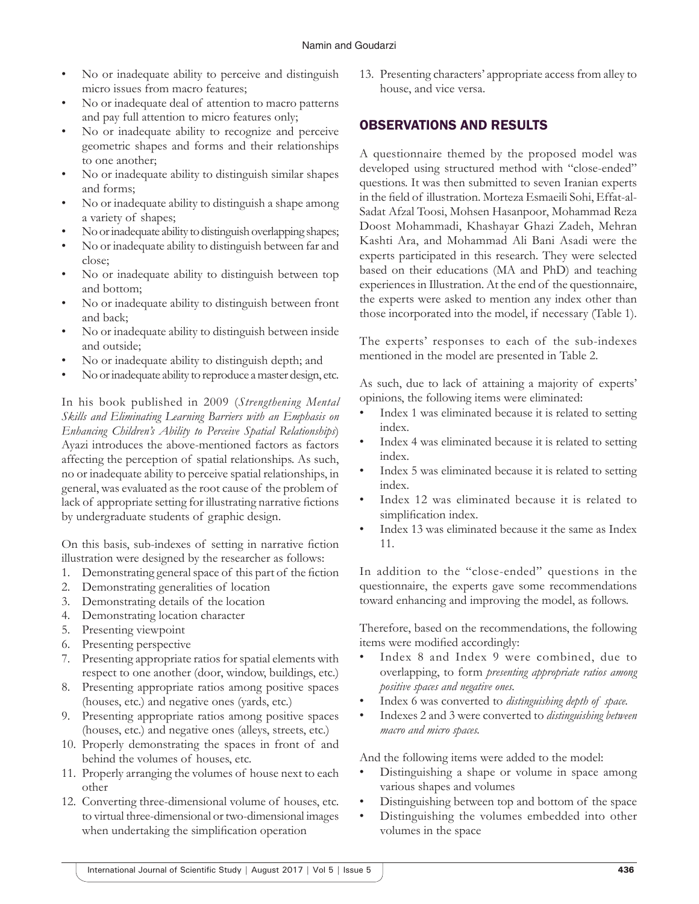- No or inadequate ability to perceive and distinguish micro issues from macro features;
- No or inadequate deal of attention to macro patterns and pay full attention to micro features only;
- No or inadequate ability to recognize and perceive geometric shapes and forms and their relationships to one another;
- No or inadequate ability to distinguish similar shapes and forms;
- No or inadequate ability to distinguish a shape among a variety of shapes;
- No or inadequate ability to distinguish overlapping shapes;
- No or inadequate ability to distinguish between far and close;
- No or inadequate ability to distinguish between top and bottom;
- No or inadequate ability to distinguish between front and back;
- No or inadequate ability to distinguish between inside and outside;
- No or inadequate ability to distinguish depth; and
- No or inadequate ability to reproduce a master design, etc.

In his book published in 2009 (*Strengthening Mental Skills and Eliminating Learning Barriers with an Emphasis on Enhancing Children's Ability to Perceive Spatial Relationships*) Ayazi introduces the above-mentioned factors as factors affecting the perception of spatial relationships. As such, no or inadequate ability to perceive spatial relationships, in general, was evaluated as the root cause of the problem of lack of appropriate setting for illustrating narrative fictions by undergraduate students of graphic design.

On this basis, sub-indexes of setting in narrative fiction illustration were designed by the researcher as follows:

1. Demonstrating general space of this part of the fiction
2. Demonstrating generalities of location
3. Demonstrating details of the location
4. Demonstrating location character
5. Presenting viewpoint
6. Presenting perspective
7. Presenting appropriate ratios for spatial elements with respect to one another (door, window, buildings, etc.)
8. Presenting appropriate ratios among positive spaces (houses, etc.) and negative ones (yards, etc.)
9. Presenting appropriate ratios among positive spaces (houses, etc.) and negative ones (alleys, streets, etc.)
10. Properly demonstrating the spaces in front of and behind the volumes of houses, etc.
11. Properly arranging the volumes of house next to each other
12. Converting three-dimensional volume of houses, etc. to virtual three-dimensional or two-dimensional images when undertaking the simplification operation
13. Presenting characters' appropriate access from alley to house, and vice versa.

## OBSERVATIONS AND RESULTS

A questionnaire themed by the proposed model was developed using structured method with "close-ended" questions. It was then submitted to seven Iranian experts in the field of illustration. Morteza Esmaeili Sohi, Effat-al-Sadat Afzal Toosi, Mohsen Hasanpoor, Mohammad Reza Doost Mohammadi, Khashayar Ghazi Zadeh, Mehran Kashti Ara, and Mohammad Ali Bani Asadi were the experts participated in this research. They were selected based on their educations (MA and PhD) and teaching experiences in Illustration. At the end of the questionnaire, the experts were asked to mention any index other than those incorporated into the model, if necessary (Table 1).

The experts' responses to each of the sub-indexes mentioned in the model are presented in Table 2.

As such, due to lack of attaining a majority of experts' opinions, the following items were eliminated:

- Index 1 was eliminated because it is related to setting index.
- Index 4 was eliminated because it is related to setting index.
- Index 5 was eliminated because it is related to setting index.
- Index 12 was eliminated because it is related to simplification index.
- Index 13 was eliminated because it the same as Index 11.

In addition to the "close-ended" questions in the questionnaire, the experts gave some recommendations toward enhancing and improving the model, as follows.

Therefore, based on the recommendations, the following items were modified accordingly:

- Index 8 and Index 9 were combined, due to overlapping, to form *presenting appropriate ratios among positive spaces and negative ones.*
- Index 6 was converted to *distinguishing depth of space.*
- Indexes 2 and 3 were converted to *distinguishing between macro and micro spaces.*

And the following items were added to the model:

- Distinguishing a shape or volume in space among various shapes and volumes
- Distinguishing between top and bottom of the space
- Distinguishing the volumes embedded into other volumes in the space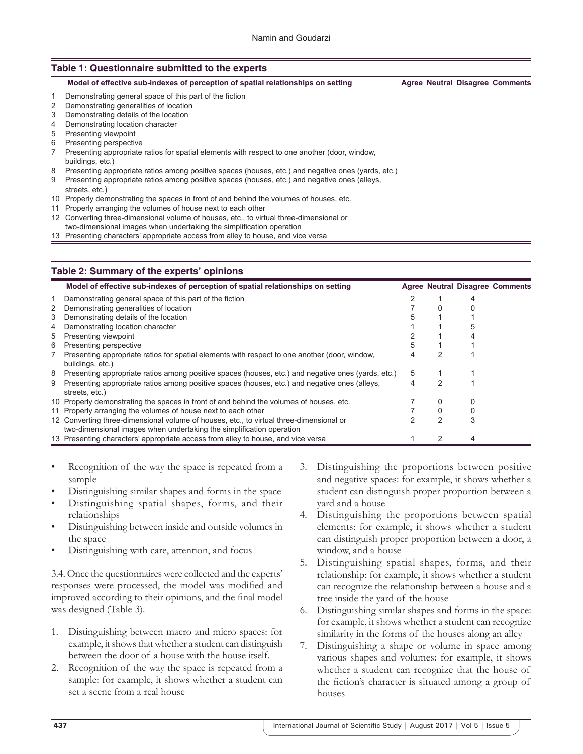**Table 1: Questionnaire submitted to the experts**

| | Model of effective sub-indexes of perception of spatial relationships on setting | Agree | Neutral | Disagree | Comments |
|---|---|---|---|---|---|
| 1 | Demonstrating general space of this part of the fiction | | | | |
| 2 | Demonstrating generalities of location | | | | |
| 3 | Demonstrating details of the location | | | | |
| 4 | Demonstrating location character | | | | |
| 5 | Presenting viewpoint | | | | |
| 6 | Presenting perspective | | | | |
| 7 | Presenting appropriate ratios for spatial elements with respect to one another (door, window, buildings, etc.) | | | | |
| 8 | Presenting appropriate ratios among positive spaces (houses, etc.) and negative ones (yards, etc.) | | | | |
| 9 | Presenting appropriate ratios among positive spaces (houses, etc.) and negative ones (alleys, streets, etc.) | | | | |
| 10 | Properly demonstrating the spaces in front of and behind the volumes of houses, etc. | | | | |
| 11 | Properly arranging the volumes of house next to each other | | | | |
| 12 | Converting three-dimensional volume of houses, etc., to virtual three-dimensional or two-dimensional images when undertaking the simplification operation | | | | |
| 13 | Presenting characters' appropriate access from alley to house, and vice versa | | | | |

**Table 2: Summary of the experts' opinions**

| | Model of effective sub-indexes of perception of spatial relationships on setting | Agree | Neutral | Disagree | Comments |
|---|---|---|---|---|---|
| 1 | Demonstrating general space of this part of the fiction | 2 | 1 | 4 | |
| 2 | Demonstrating generalities of location | 7 | 0 | 0 | |
| 3 | Demonstrating details of the location | 5 | 1 | 1 | |
| 4 | Demonstrating location character | 1 | 1 | 5 | |
| 5 | Presenting viewpoint | 2 | 1 | 4 | |
| 6 | Presenting perspective | 5 | 1 | 1 | |
| 7 | Presenting appropriate ratios for spatial elements with respect to one another (door, window, buildings, etc.) | 4 | 2 | 1 | |
| 8 | Presenting appropriate ratios among positive spaces (houses, etc.) and negative ones (yards, etc.) | 5 | 1 | 1 | |
| 9 | Presenting appropriate ratios among positive spaces (houses, etc.) and negative ones (alleys, streets, etc.) | 4 | 2 | 1 | |
| 10 | Properly demonstrating the spaces in front of and behind the volumes of houses, etc. | 7 | 0 | 0 | |
| 11 | Properly arranging the volumes of house next to each other | 7 | 0 | 0 | |
| 12 | Converting three-dimensional volume of houses, etc., to virtual three-dimensional or two-dimensional images when undertaking the simplification operation | 2 | 2 | 3 | |
| 13 | Presenting characters' appropriate access from alley to house, and vice versa | 1 | 2 | 4 | |

- Recognition of the way the space is repeated from a sample
- Distinguishing similar shapes and forms in the space
- Distinguishing spatial shapes, forms, and their relationships
- Distinguishing between inside and outside volumes in the space
- Distinguishing with care, attention, and focus

3.4. Once the questionnaires were collected and the experts' responses were processed, the model was modified and improved according to their opinions, and the final model was designed (Table 3).

1. Distinguishing between macro and micro spaces: for example, it shows that whether a student can distinguish between the door of a house with the house itself.
2. Recognition of the way the space is repeated from a sample: for example, it shows whether a student can set a scene from a real house
3. Distinguishing the proportions between positive and negative spaces: for example, it shows whether a student can distinguish proper proportion between a yard and a house
4. Distinguishing the proportions between spatial elements: for example, it shows whether a student can distinguish proper proportion between a door, a window, and a house
5. Distinguishing spatial shapes, forms, and their relationship: for example, it shows whether a student can recognize the relationship between a house and a tree inside the yard of the house
6. Distinguishing similar shapes and forms in the space: for example, it shows whether a student can recognize similarity in the forms of the houses along an alley
7. Distinguishing a shape or volume in space among various shapes and volumes: for example, it shows whether a student can recognize that the house of the fiction's character is situated among a group of houses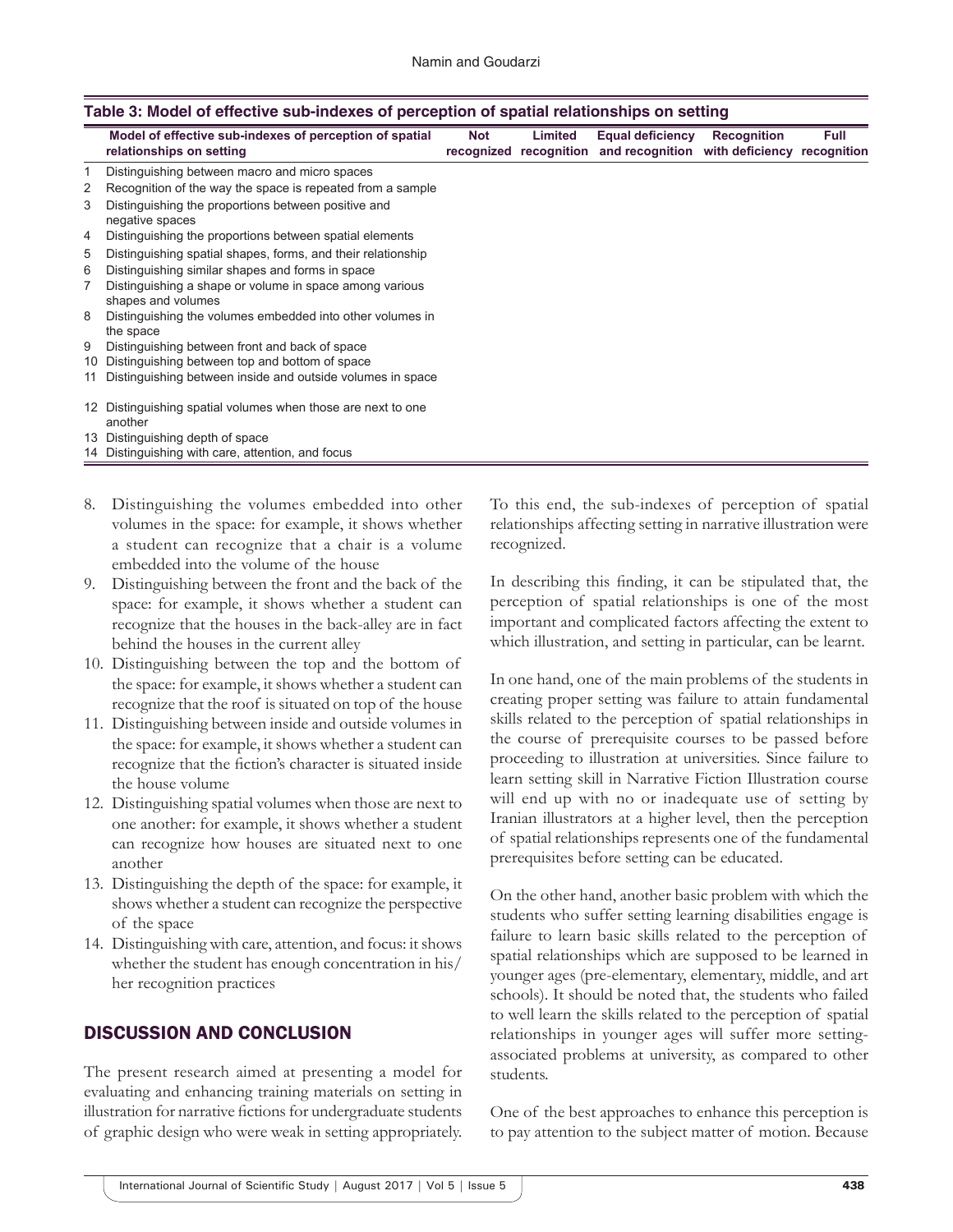**Table 3: Model of effective sub-indexes of perception of spatial relationships on setting**

| | Model of effective sub-indexes of perception of spatial relationships on setting | Not recognized | Limited recognition | Equal deficiency and recognition | Recognition with deficiency | Full recognition |
|---|---|---|---|---|---|---|
| 1 | Distinguishing between macro and micro spaces | | | | | |
| 2 | Recognition of the way the space is repeated from a sample | | | | | |
| 3 | Distinguishing the proportions between positive and negative spaces | | | | | |
| 4 | Distinguishing the proportions between spatial elements | | | | | |
| 5 | Distinguishing spatial shapes, forms, and their relationship | | | | | |
| 6 | Distinguishing similar shapes and forms in space | | | | | |
| 7 | Distinguishing a shape or volume in space among various shapes and volumes | | | | | |
| 8 | Distinguishing the volumes embedded into other volumes in the space | | | | | |
| 9 | Distinguishing between front and back of space | | | | | |
| 10 | Distinguishing between top and bottom of space | | | | | |
| 11 | Distinguishing between inside and outside volumes in space | | | | | |
| 12 | Distinguishing spatial volumes when those are next to one another | | | | | |
| 13 | Distinguishing depth of space | | | | | |
| 14 | Distinguishing with care, attention, and focus | | | | | |

8. Distinguishing the volumes embedded into other volumes in the space: for example, it shows whether a student can recognize that a chair is a volume embedded into the volume of the house
9. Distinguishing between the front and the back of the space: for example, it shows whether a student can recognize that the houses in the back-alley are in fact behind the houses in the current alley
10. Distinguishing between the top and the bottom of the space: for example, it shows whether a student can recognize that the roof is situated on top of the house
11. Distinguishing between inside and outside volumes in the space: for example, it shows whether a student can recognize that the fiction's character is situated inside the house volume
12. Distinguishing spatial volumes when those are next to one another: for example, it shows whether a student can recognize how houses are situated next to one another
13. Distinguishing the depth of the space: for example, it shows whether a student can recognize the perspective of the space
14. Distinguishing with care, attention, and focus: it shows whether the student has enough concentration in his/her recognition practices

## DISCUSSION AND CONCLUSION

The present research aimed at presenting a model for evaluating and enhancing training materials on setting in illustration for narrative fictions for undergraduate students of graphic design who were weak in setting appropriately. To this end, the sub-indexes of perception of spatial relationships affecting setting in narrative illustration were recognized.

In describing this finding, it can be stipulated that, the perception of spatial relationships is one of the most important and complicated factors affecting the extent to which illustration, and setting in particular, can be learnt.

In one hand, one of the main problems of the students in creating proper setting was failure to attain fundamental skills related to the perception of spatial relationships in the course of prerequisite courses to be passed before proceeding to illustration at universities. Since failure to learn setting skill in Narrative Fiction Illustration course will end up with no or inadequate use of setting by Iranian illustrators at a higher level, then the perception of spatial relationships represents one of the fundamental prerequisites before setting can be educated.

On the other hand, another basic problem with which the students who suffer setting learning disabilities engage is failure to learn basic skills related to the perception of spatial relationships which are supposed to be learned in younger ages (pre-elementary, elementary, middle, and art schools). It should be noted that, the students who failed to well learn the skills related to the perception of spatial relationships in younger ages will suffer more setting-associated problems at university, as compared to other students.

One of the best approaches to enhance this perception is to pay attention to the subject matter of motion. Because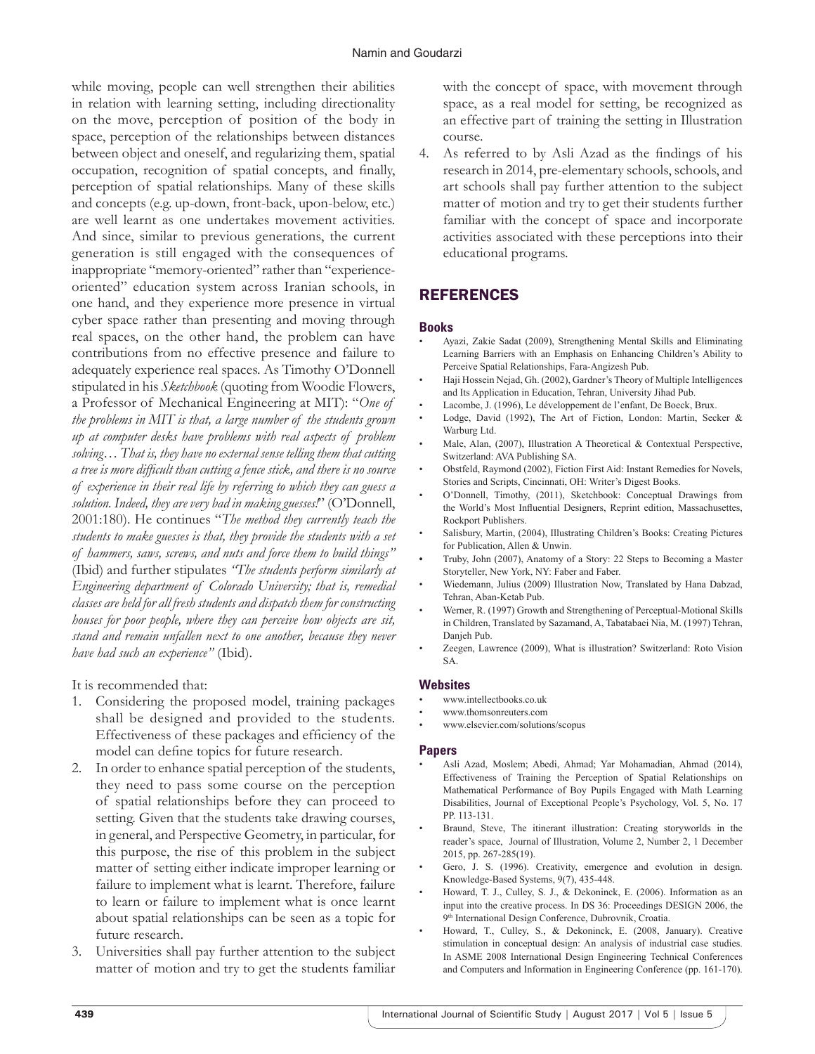while moving, people can well strengthen their abilities in relation with learning setting, including directionality on the move, perception of position of the body in space, perception of the relationships between distances between object and oneself, and regularizing them, spatial occupation, recognition of spatial concepts, and finally, perception of spatial relationships. Many of these skills and concepts (e.g. up-down, front-back, upon-below, etc.) are well learnt as one undertakes movement activities. And since, similar to previous generations, the current generation is still engaged with the consequences of inappropriate "memory-oriented" rather than "experience-oriented" education system across Iranian schools, in one hand, and they experience more presence in virtual cyber space rather than presenting and moving through real spaces, on the other hand, the problem can have contributions from no effective presence and failure to adequately experience real spaces. As Timothy O'Donnell stipulated in his *Sketchbook* (quoting from Woodie Flowers, a Professor of Mechanical Engineering at MIT): "*One of the problems in MIT is that, a large number of the students grown up at computer desks have problems with real aspects of problem solving… That is, they have no external sense telling them that cutting a tree is more difficult than cutting a fence stick, and there is no source of experience in their real life by referring to which they can guess a solution. Indeed, they are very bad in making guesses!*" (O'Donnell, 2001:180). He continues "*The method they currently teach the students to make guesses is that, they provide the students with a set of hammers, saws, screws, and nuts and force them to build things"* (Ibid) and further stipulates *"The students perform similarly at Engineering department of Colorado University; that is, remedial classes are held for all fresh students and dispatch them for constructing houses for poor people, where they can perceive how objects are sit, stand and remain unfallen next to one another, because they never have had such an experience"* (Ibid).

It is recommended that:

1. Considering the proposed model, training packages shall be designed and provided to the students. Effectiveness of these packages and efficiency of the model can define topics for future research.
2. In order to enhance spatial perception of the students, they need to pass some course on the perception of spatial relationships before they can proceed to setting. Given that the students take drawing courses, in general, and Perspective Geometry, in particular, for this purpose, the rise of this problem in the subject matter of setting either indicate improper learning or failure to implement what is learnt. Therefore, failure to learn or failure to implement what is once learnt about spatial relationships can be seen as a topic for future research.
3. Universities shall pay further attention to the subject matter of motion and try to get the students familiar with the concept of space, with movement through space, as a real model for setting, be recognized as an effective part of training the setting in Illustration course.
4. As referred to by Asli Azad as the findings of his research in 2014, pre-elementary schools, schools, and art schools shall pay further attention to the subject matter of motion and try to get their students further familiar with the concept of space and incorporate activities associated with these perceptions into their educational programs.

## REFERENCES

### Books

- Ayazi, Zakie Sadat (2009), Strengthening Mental Skills and Eliminating Learning Barriers with an Emphasis on Enhancing Children's Ability to Perceive Spatial Relationships, Fara-Angizesh Pub.
- Haji Hossein Nejad, Gh. (2002), Gardner's Theory of Multiple Intelligences and Its Application in Education, Tehran, University Jihad Pub.
- Lacombe, J. (1996), Le développement de l'enfant, De Boeck, Brux.
- Lodge, David (1992), The Art of Fiction, London: Martin, Secker & Warburg Ltd.
- Male, Alan, (2007), Illustration A Theoretical & Contextual Perspective, Switzerland: AVA Publishing SA.
- Obstfeld, Raymond (2002), Fiction First Aid: Instant Remedies for Novels, Stories and Scripts, Cincinnati, OH: Writer's Digest Books.
- O'Donnell, Timothy, (2011), Sketchbook: Conceptual Drawings from the World's Most Influential Designers, Reprint edition, Massachusettes, Rockport Publishers.
- Salisbury, Martin, (2004), Illustrating Children's Books: Creating Pictures for Publication, Allen & Unwin.
- Truby, John (2007), Anatomy of a Story: 22 Steps to Becoming a Master Storyteller, New York, NY: Faber and Faber.
- Wiedemann, Julius (2009) Illustration Now, Translated by Hana Dabzad, Tehran, Aban-Ketab Pub.
- Werner, R. (1997) Growth and Strengthening of Perceptual-Motional Skills in Children, Translated by Sazamand, A, Tabatabaei Nia, M. (1997) Tehran, Danjeh Pub.
- Zeegen, Lawrence (2009), What is illustration? Switzerland: Roto Vision SA.

### Websites

- www.intellectbooks.co.uk
- www.thomsonreuters.com
- www.elsevier.com/solutions/scopus

### Papers

- Asli Azad, Moslem; Abedi, Ahmad; Yar Mohamadian, Ahmad (2014), Effectiveness of Training the Perception of Spatial Relationships on Mathematical Performance of Boy Pupils Engaged with Math Learning Disabilities, Journal of Exceptional People's Psychology, Vol. 5, No. 17 PP. 113-131.
- Braund, Steve, The itinerant illustration: Creating storyworlds in the reader's space, Journal of Illustration, Volume 2, Number 2, 1 December 2015, pp. 267-285(19).
- Gero, J. S. (1996). Creativity, emergence and evolution in design. Knowledge-Based Systems, 9(7), 435-448.
- Howard, T. J., Culley, S. J., & Dekoninck, E. (2006). Information as an input into the creative process. In DS 36: Proceedings DESIGN 2006, the 9th International Design Conference, Dubrovnik, Croatia.
- Howard, T., Culley, S., & Dekoninck, E. (2008, January). Creative stimulation in conceptual design: An analysis of industrial case studies. In ASME 2008 International Design Engineering Technical Conferences and Computers and Information in Engineering Conference (pp. 161-170).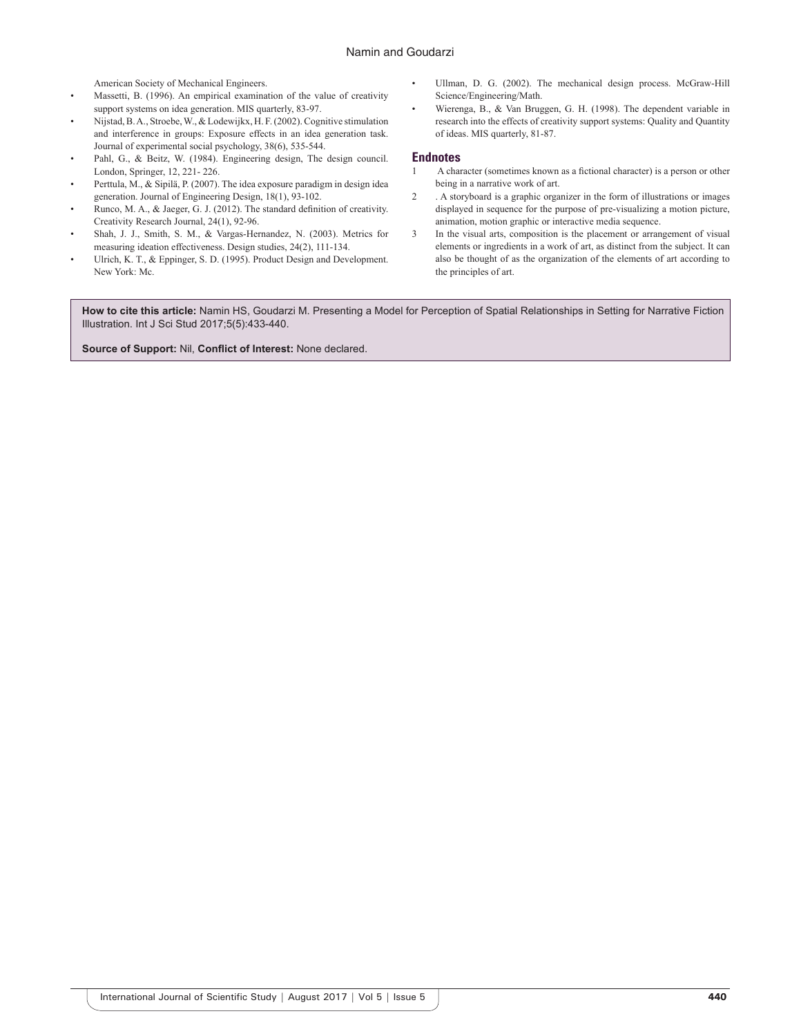American Society of Mechanical Engineers.

- Massetti, B. (1996). An empirical examination of the value of creativity support systems on idea generation. MIS quarterly, 83-97.
- Nijstad, B. A., Stroebe, W., & Lodewijkx, H. F. (2002). Cognitive stimulation and interference in groups: Exposure effects in an idea generation task. Journal of experimental social psychology, 38(6), 535-544.
- Pahl, G., & Beitz, W. (1984). Engineering design, The design council. London, Springer, 12, 221- 226.
- Perttula, M., & Sipilä, P. (2007). The idea exposure paradigm in design idea generation. Journal of Engineering Design, 18(1), 93-102.
- Runco, M. A., & Jaeger, G. J. (2012). The standard definition of creativity. Creativity Research Journal, 24(1), 92-96.
- Shah, J. J., Smith, S. M., & Vargas-Hernandez, N. (2003). Metrics for measuring ideation effectiveness. Design studies, 24(2), 111-134.
- Ulrich, K. T., & Eppinger, S. D. (1995). Product Design and Development. New York: Mc.
- Ullman, D. G. (2002). The mechanical design process. McGraw-Hill Science/Engineering/Math.
- Wierenga, B., & Van Bruggen, G. H. (1998). The dependent variable in research into the effects of creativity support systems: Quality and Quantity of ideas. MIS quarterly, 81-87.

## Endnotes

1 A character (sometimes known as a fictional character) is a person or other being in a narrative work of art.

2 . A storyboard is a graphic organizer in the form of illustrations or images displayed in sequence for the purpose of pre-visualizing a motion picture, animation, motion graphic or interactive media sequence.

3 In the visual arts, composition is the placement or arrangement of visual elements or ingredients in a work of art, as distinct from the subject. It can also be thought of as the organization of the elements of art according to the principles of art.

**How to cite this article:** Namin HS, Goudarzi M. Presenting a Model for Perception of Spatial Relationships in Setting for Narrative Fiction Illustration. Int J Sci Stud 2017;5(5):433-440.

**Source of Support:** Nil, **Conflict of Interest:** None declared.